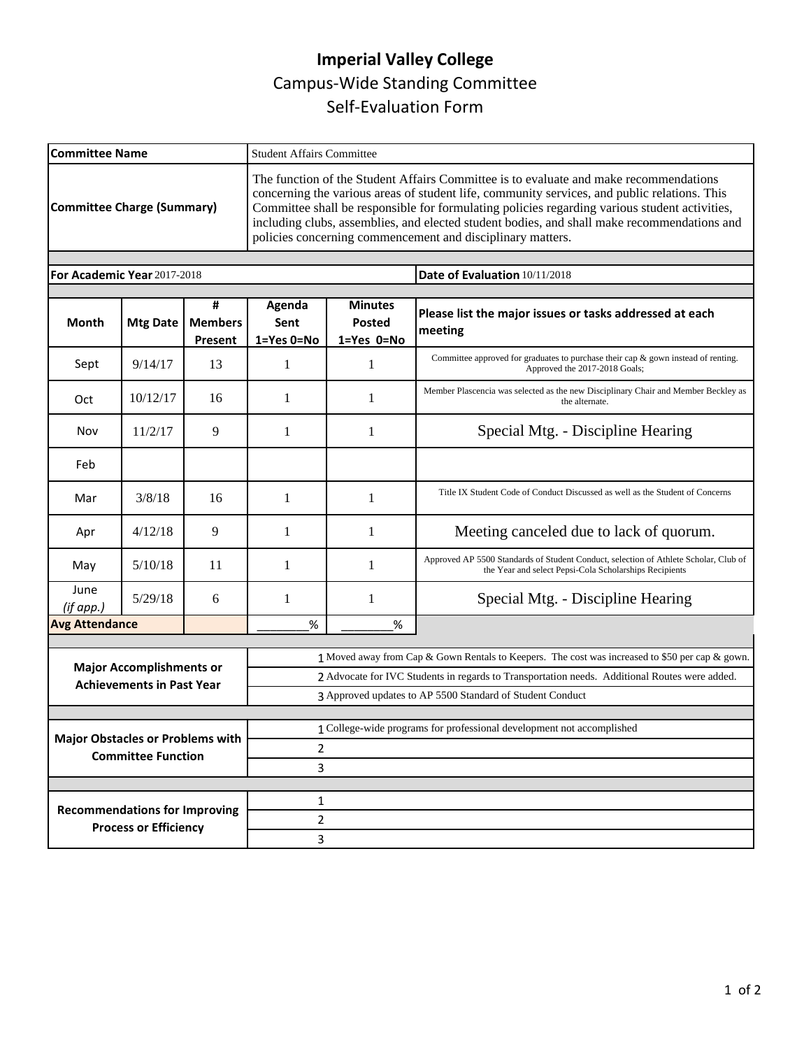# Imperial Valley College

## Campus-Wide Standing Committee

## Self-Evaluation Form

| | |
|---|---|
| **Committee Name** | Student Affairs Committee |
| **Committee Charge (Summary)** | The function of the Student Affairs Committee is to evaluate and make recommendations concerning the various areas of student life, community services, and public relations. This Committee shall be responsible for formulating policies regarding various student activities, including clubs, assemblies, and elected student bodies, and shall make recommendations and policies concerning commencement and disciplinary matters. |

**For Academic Year** 2017-2018 **Date of Evaluation** 10/11/2018

| Month | Mtg Date | # Members Present | Agenda Sent 1=Yes 0=No | Minutes Posted 1=Yes 0=No | Please list the major issues or tasks addressed at each meeting |
|---|---|---|---|---|---|
| Sept | 9/14/17 | 13 | 1 | 1 | Committee approved for graduates to purchase their cap & gown instead of renting. Approved the 2017-2018 Goals; |
| Oct | 10/12/17 | 16 | 1 | 1 | Member Plascencia was selected as the new Disciplinary Chair and Member Beckley as the alternate. |
| Nov | 11/2/17 | 9 | 1 | 1 | Special Mtg. - Discipline Hearing |
| Feb | | | | | |
| Mar | 3/8/18 | 16 | 1 | 1 | Title IX Student Code of Conduct Discussed as well as the Student of Concerns |
| Apr | 4/12/18 | 9 | 1 | 1 | Meeting canceled due to lack of quorum. |
| May | 5/10/18 | 11 | 1 | 1 | Approved AP 5500 Standards of Student Conduct, selection of Athlete Scholar, Club of the Year and select Pepsi-Cola Scholarships Recipients |
| June *(if app.)* | 5/29/18 | 6 | 1 | 1 | Special Mtg. - Discipline Hearing |
| **Avg Attendance** | | | ________% | ________% | |

| | |
|---|---|
| **Major Accomplishments or Achievements in Past Year** | 1 Moved away from Cap & Gown Rentals to Keepers. The cost was increased to $50 per cap & gown. |
| | 2 Advocate for IVC Students in regards to Transportation needs. Additional Routes were added. |
| | 3 Approved updates to AP 5500 Standard of Student Conduct |
| **Major Obstacles or Problems with Committee Function** | 1 College-wide programs for professional development not accomplished |
| | 2 |
| | 3 |
| **Recommendations for Improving Process or Efficiency** | 1 |
| | 2 |
| | 3 |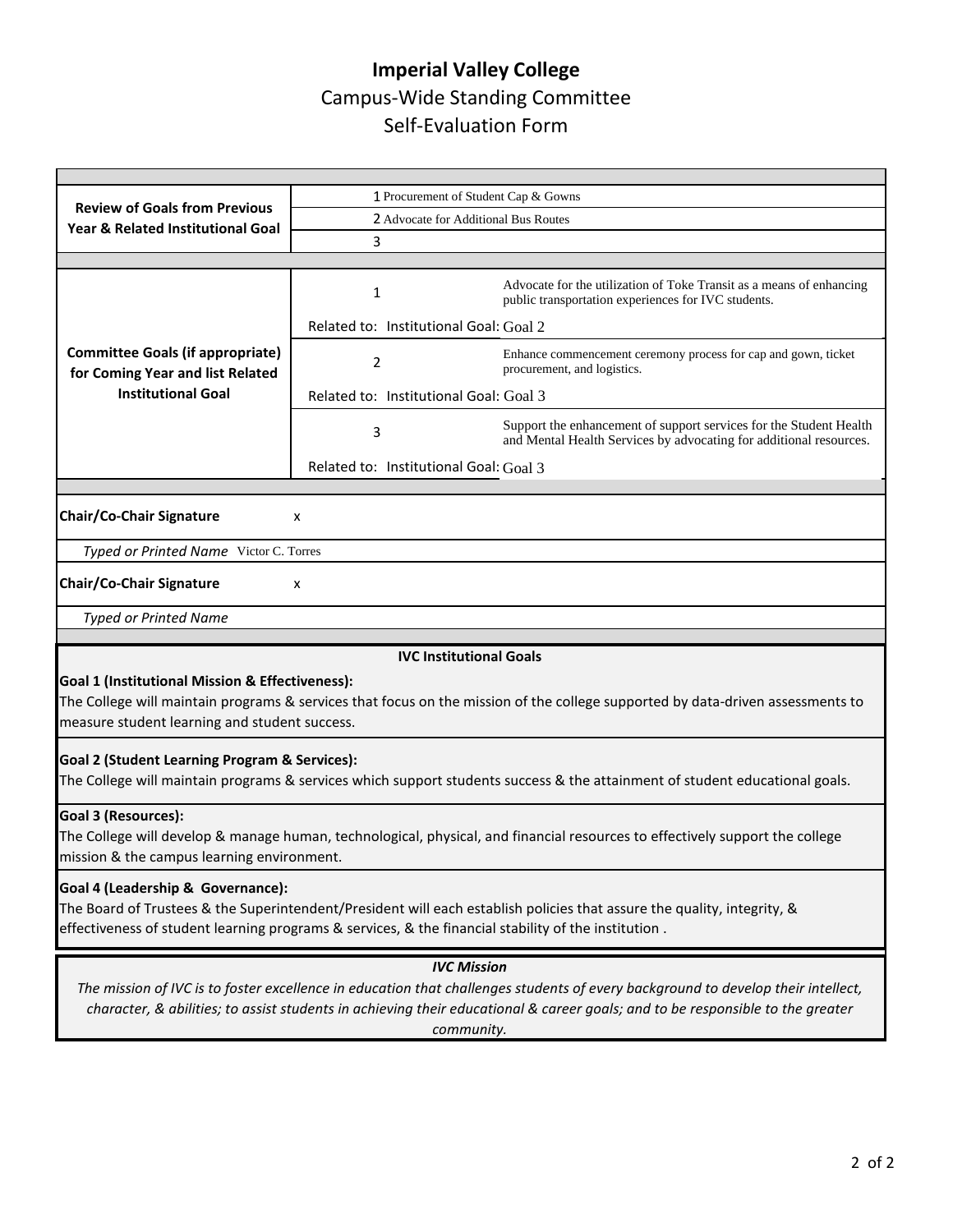# Imperial Valley College

## Campus-Wide Standing Committee

## Self-Evaluation Form

| | | |
|---|---|---|
| **Review of Goals from Previous Year & Related Institutional Goal** | 1 Procurement of Student Cap & Gowns | |
| | 2 Advocate for Additional Bus Routes | |
| | 3 | |
| **Committee Goals (if appropriate) for Coming Year and list Related Institutional Goal** | 1 | Advocate for the utilization of Toke Transit as a means of enhancing public transportation experiences for IVC students. |
| | Related to: Institutional Goal: | Goal 2 |
| | 2 | Enhance commencement ceremony process for cap and gown, ticket procurement, and logistics. |
| | Related to: Institutional Goal: | Goal 3 |
| | 3 | Support the enhancement of support services for the Student Health and Mental Health Services by advocating for additional resources. |
| | Related to: Institutional Goal: | Goal 3 |
| **Chair/Co-Chair Signature** | x | |
| *Typed or Printed Name* | Victor C. Torres | |
| **Chair/Co-Chair Signature** | x | |
| *Typed or Printed Name* | | |

**IVC Institutional Goals**

**Goal 1 (Institutional Mission & Effectiveness):**
The College will maintain programs & services that focus on the mission of the college supported by data-driven assessments to measure student learning and student success.

**Goal 2 (Student Learning Program & Services):**
The College will maintain programs & services which support students success & the attainment of student educational goals.

**Goal 3 (Resources):**
The College will develop & manage human, technological, physical, and financial resources to effectively support the college mission & the campus learning environment.

**Goal 4 (Leadership & Governance):**
The Board of Trustees & the Superintendent/President will each establish policies that assure the quality, integrity, & effectiveness of student learning programs & services, & the financial stability of the institution .

***IVC Mission***

*The mission of IVC is to foster excellence in education that challenges students of every background to develop their intellect, character, & abilities; to assist students in achieving their educational & career goals; and to be responsible to the greater community.*